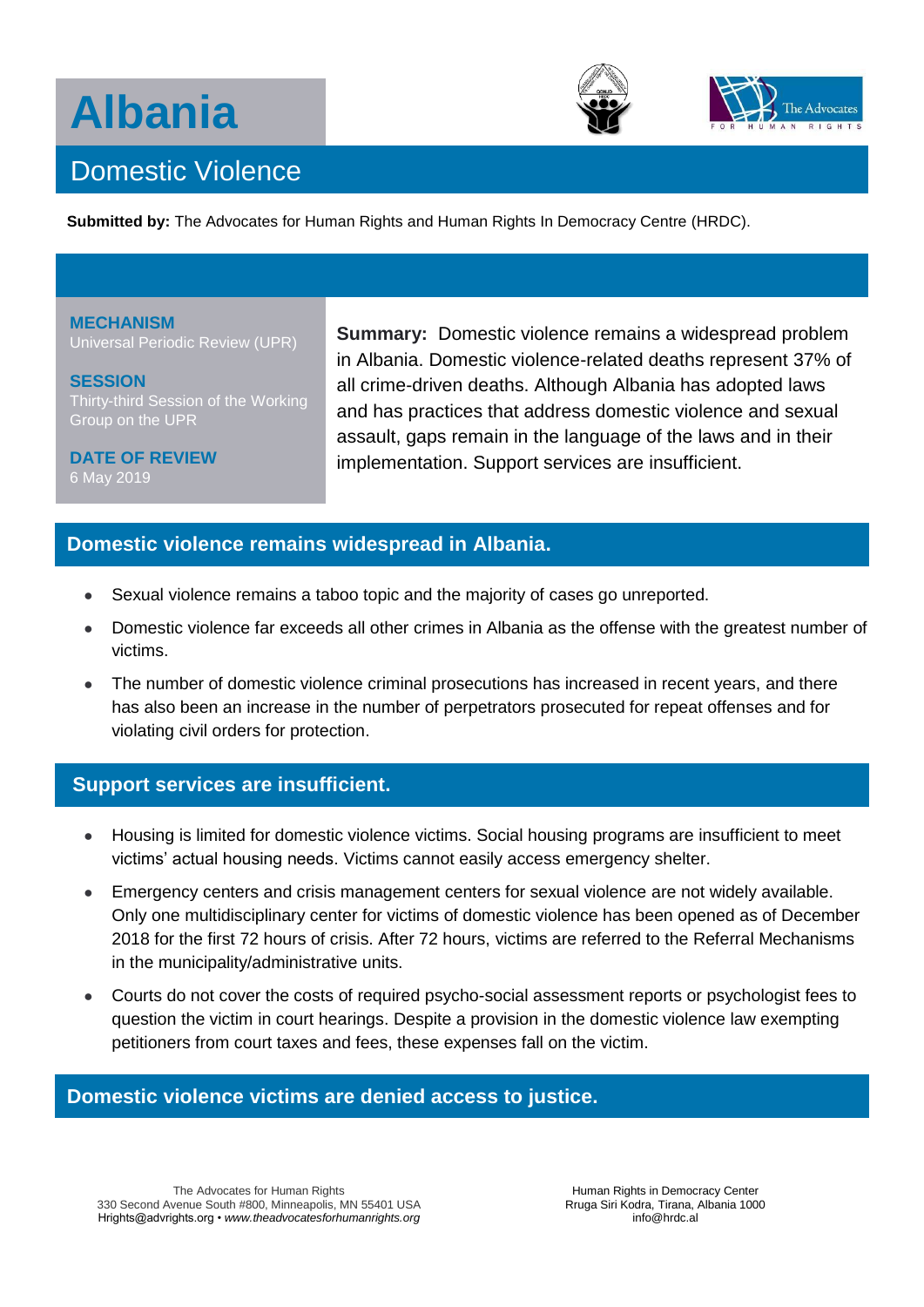# Albania

## Domestic Violence

**Submitted by:** The Advocates for Human Rights and Human Rights In Democracy Centre (HRDC).

**MECHANISM**
Universal Periodic Review (UPR)

**SESSION**
Thirty-third Session of the Working Group on the UPR

**DATE OF REVIEW**
6 May 2019

**Summary:** Domestic violence remains a widespread problem in Albania. Domestic violence-related deaths represent 37% of all crime-driven deaths. Although Albania has adopted laws and has practices that address domestic violence and sexual assault, gaps remain in the language of the laws and in their implementation. Support services are insufficient.

### Domestic violence remains widespread in Albania.

- Sexual violence remains a taboo topic and the majority of cases go unreported.
- Domestic violence far exceeds all other crimes in Albania as the offense with the greatest number of victims.
- The number of domestic violence criminal prosecutions has increased in recent years, and there has also been an increase in the number of perpetrators prosecuted for repeat offenses and for violating civil orders for protection.

### Support services are insufficient.

- Housing is limited for domestic violence victims. Social housing programs are insufficient to meet victims' actual housing needs. Victims cannot easily access emergency shelter.
- Emergency centers and crisis management centers for sexual violence are not widely available. Only one multidisciplinary center for victims of domestic violence has been opened as of December 2018 for the first 72 hours of crisis. After 72 hours, victims are referred to the Referral Mechanisms in the municipality/administrative units.
- Courts do not cover the costs of required psycho-social assessment reports or psychologist fees to question the victim in court hearings. Despite a provision in the domestic violence law exempting petitioners from court taxes and fees, these expenses fall on the victim.

### Domestic violence victims are denied access to justice.

The Advocates for Human Rights
330 Second Avenue South #800, Minneapolis, MN 55401 USA
Hrights@advrights.org • *www.theadvocatesforhumanrights.org*

Human Rights in Democracy Center
Rruga Siri Kodra, Tirana, Albania 1000
info@hrdc.al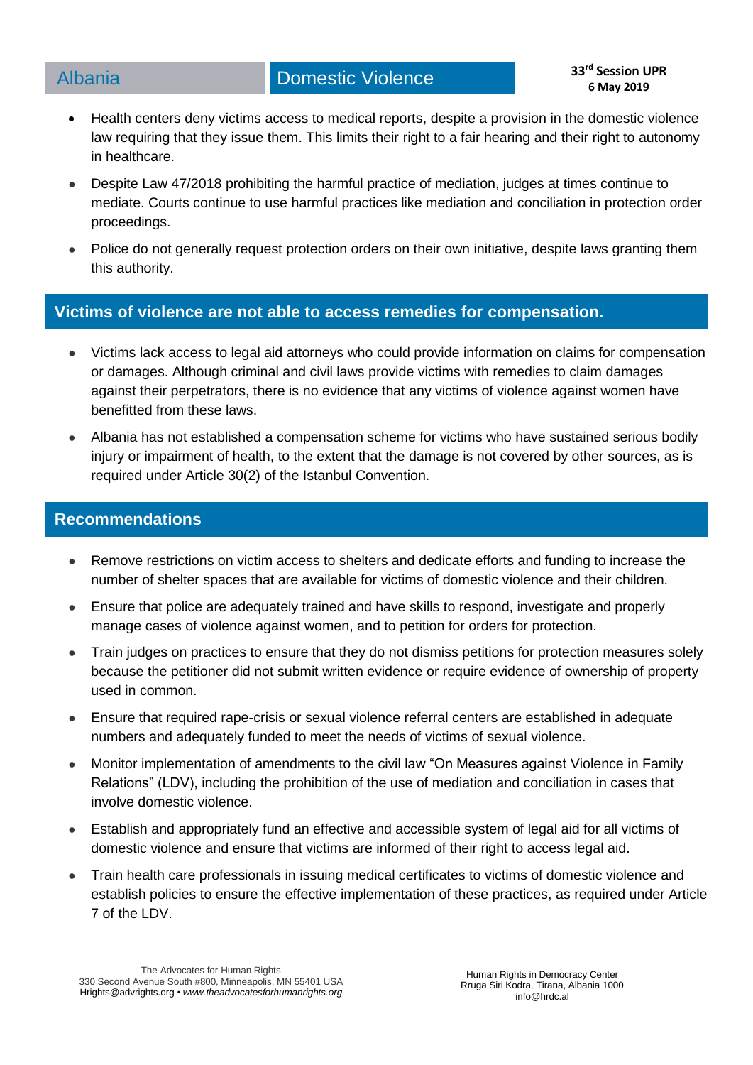- Health centers deny victims access to medical reports, despite a provision in the domestic violence law requiring that they issue them. This limits their right to a fair hearing and their right to autonomy in healthcare.
- Despite Law 47/2018 prohibiting the harmful practice of mediation, judges at times continue to mediate. Courts continue to use harmful practices like mediation and conciliation in protection order proceedings.
- Police do not generally request protection orders on their own initiative, despite laws granting them this authority.

## Victims of violence are not able to access remedies for compensation.

- Victims lack access to legal aid attorneys who could provide information on claims for compensation or damages. Although criminal and civil laws provide victims with remedies to claim damages against their perpetrators, there is no evidence that any victims of violence against women have benefitted from these laws.
- Albania has not established a compensation scheme for victims who have sustained serious bodily injury or impairment of health, to the extent that the damage is not covered by other sources, as is required under Article 30(2) of the Istanbul Convention.

## Recommendations

- Remove restrictions on victim access to shelters and dedicate efforts and funding to increase the number of shelter spaces that are available for victims of domestic violence and their children.
- Ensure that police are adequately trained and have skills to respond, investigate and properly manage cases of violence against women, and to petition for orders for protection.
- Train judges on practices to ensure that they do not dismiss petitions for protection measures solely because the petitioner did not submit written evidence or require evidence of ownership of property used in common.
- Ensure that required rape-crisis or sexual violence referral centers are established in adequate numbers and adequately funded to meet the needs of victims of sexual violence.
- Monitor implementation of amendments to the civil law "On Measures against Violence in Family Relations" (LDV), including the prohibition of the use of mediation and conciliation in cases that involve domestic violence.
- Establish and appropriately fund an effective and accessible system of legal aid for all victims of domestic violence and ensure that victims are informed of their right to access legal aid.
- Train health care professionals in issuing medical certificates to victims of domestic violence and establish policies to ensure the effective implementation of these practices, as required under Article 7 of the LDV.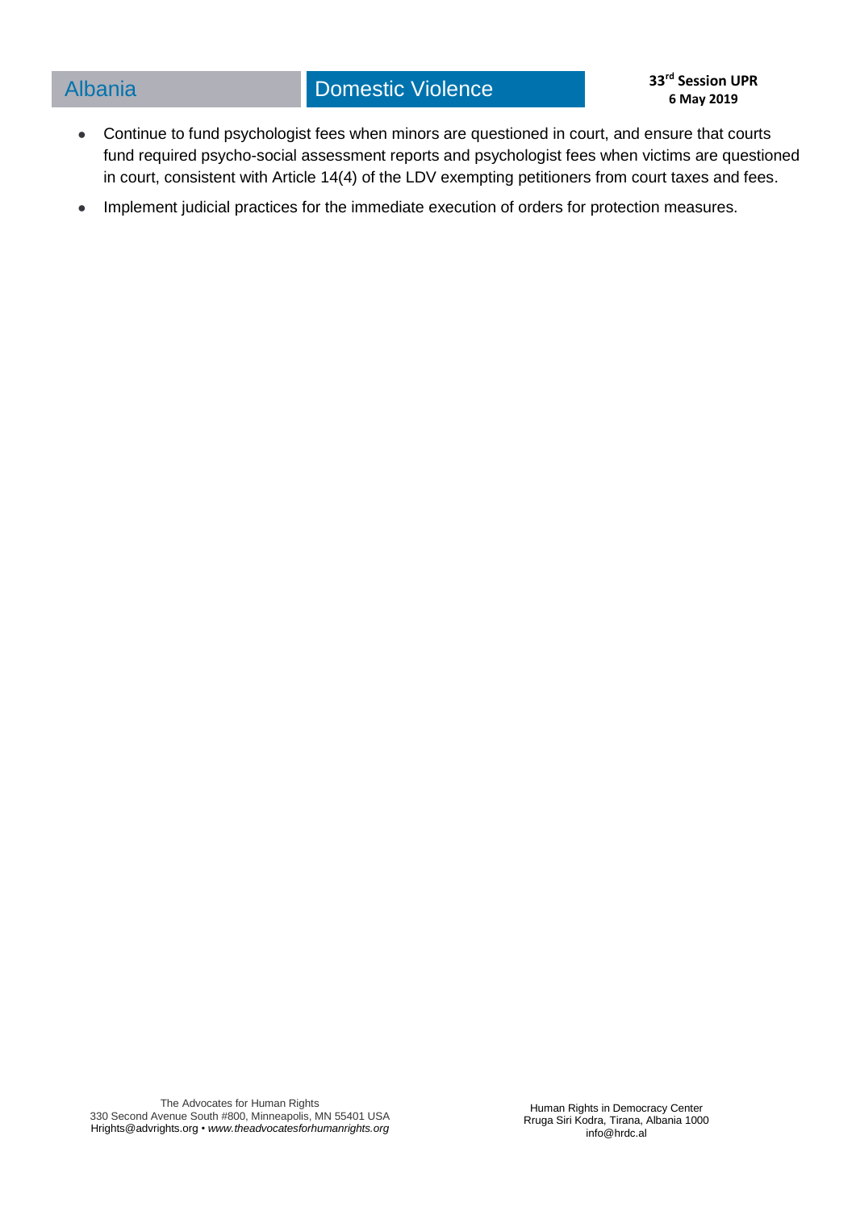- Continue to fund psychologist fees when minors are questioned in court, and ensure that courts fund required psycho-social assessment reports and psychologist fees when victims are questioned in court, consistent with Article 14(4) of the LDV exempting petitioners from court taxes and fees.
- Implement judicial practices for the immediate execution of orders for protection measures.